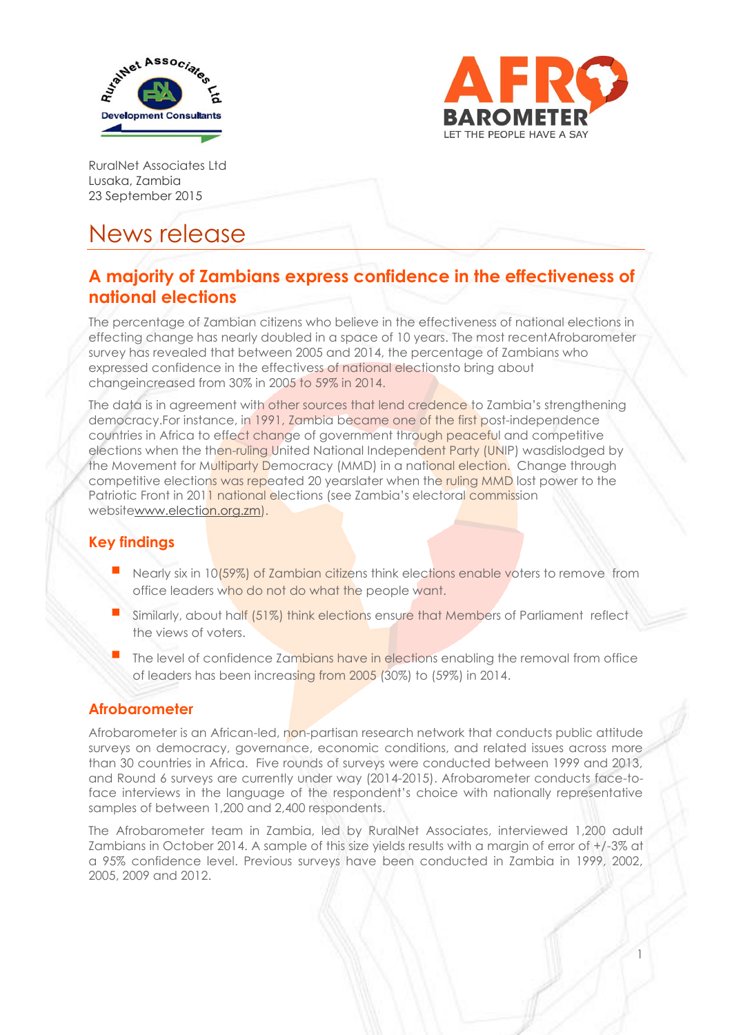RuralNet Associates Ltd
Lusaka, Zambia
23 September 2015

# News release

## A majority of Zambians express confidence in the effectiveness of national elections

The percentage of Zambian citizens who believe in the effectiveness of national elections in effecting change has nearly doubled in a space of 10 years. The most recentAfrobarometer survey has revealed that between 2005 and 2014, the percentage of Zambians who expressed confidence in the effectivess of national electionsto bring about changeincreased from 30% in 2005 to 59% in 2014.

The data is in agreement with other sources that lend credence to Zambia's strengthening democracy.For instance, in 1991, Zambia became one of the first post-independence countries in Africa to effect change of government through peaceful and competitive elections when the then-ruling United National Independent Party (UNIP) wasdislodged by the Movement for Multiparty Democracy (MMD) in a national election. Change through competitive elections was repeated 20 yearslater when the ruling MMD lost power to the Patriotic Front in 2011 national elections (see Zambia's electoral commission websitewww.election.org.zm).

### Key findings

- Nearly six in 10(59%) of Zambian citizens think elections enable voters to remove from office leaders who do not do what the people want.
- Similarly, about half (51%) think elections ensure that Members of Parliament reflect the views of voters.
- The level of confidence Zambians have in elections enabling the removal from office of leaders has been increasing from 2005 (30%) to (59%) in 2014.

### Afrobarometer

Afrobarometer is an African-led, non-partisan research network that conducts public attitude surveys on democracy, governance, economic conditions, and related issues across more than 30 countries in Africa. Five rounds of surveys were conducted between 1999 and 2013, and Round 6 surveys are currently under way (2014-2015). Afrobarometer conducts face-to-face interviews in the language of the respondent's choice with nationally representative samples of between 1,200 and 2,400 respondents.

The Afrobarometer team in Zambia, led by RuralNet Associates, interviewed 1,200 adult Zambians in October 2014. A sample of this size yields results with a margin of error of +/-3% at a 95% confidence level. Previous surveys have been conducted in Zambia in 1999, 2002, 2005, 2009 and 2012.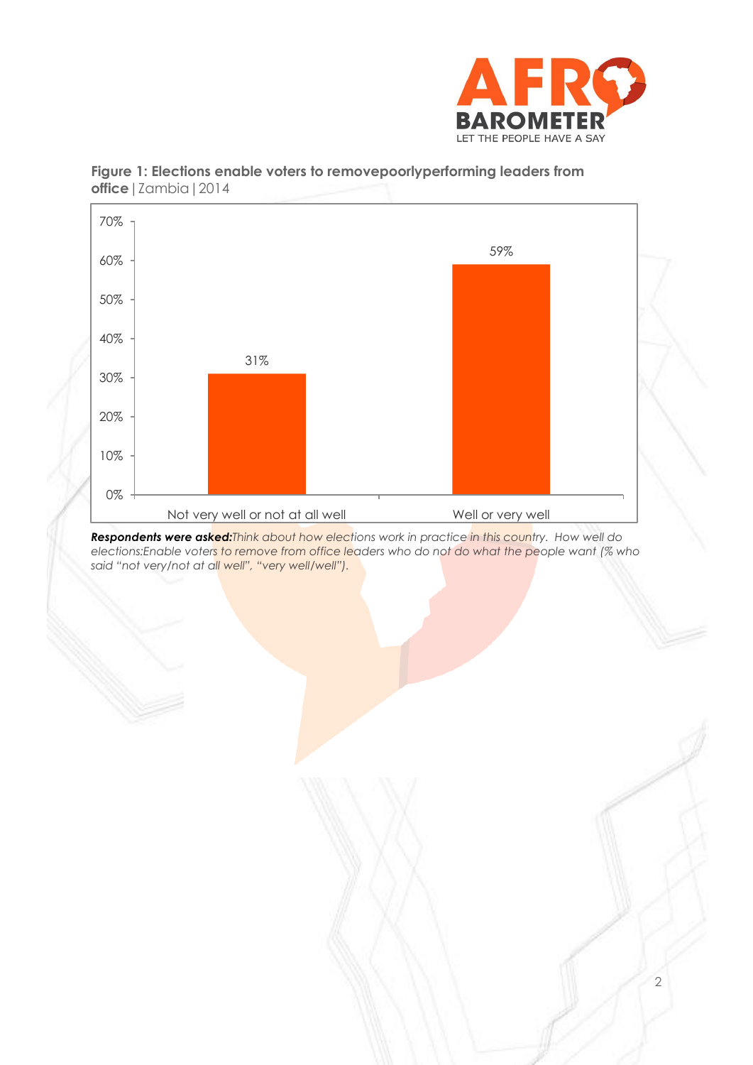**Figure 1: Elections enable voters to removepoorlyperforming leaders from office** | Zambia | 2014

| Response | % |
| --- | --- |
| Not very well or not at all well | 31% |
| Well or very well | 59% |

***Respondents were asked:****Think about how elections work in practice in this country. How well do elections:Enable voters to remove from office leaders who do not do what the people want (% who said "not very/not at all well", "very well/well").*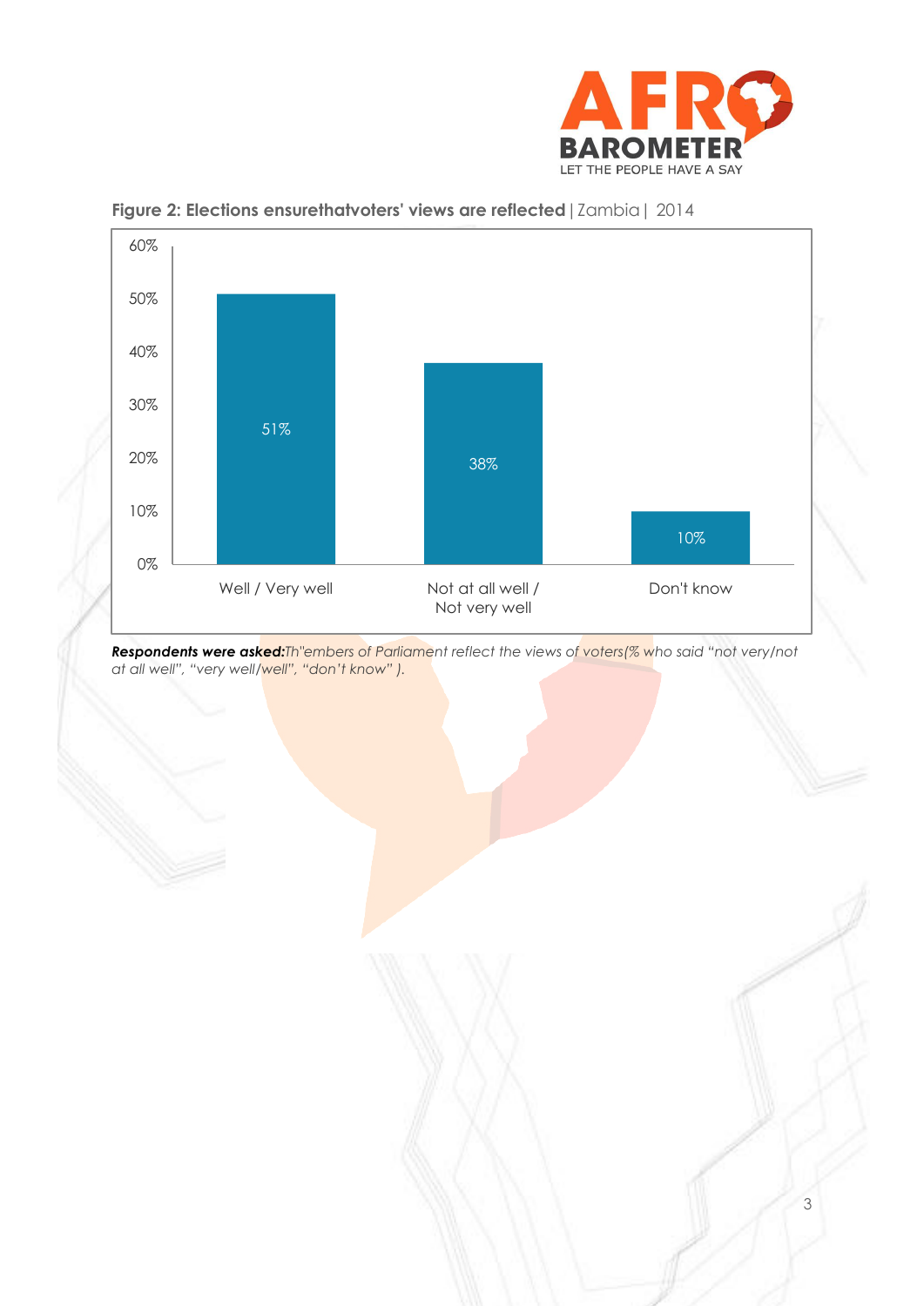**Figure 2: Elections ensurethatvoters' views are reflected** | Zambia | 2014

| Response | % |
|---|---|
| Well / Very well | 51% |
| Not at all well / Not very well | 38% |
| Don't know | 10% |

***Respondents were asked:****Th"embers of Parliament reflect the views of voters(% who said "not very/not at all well", "very well/well", "don't know" ).*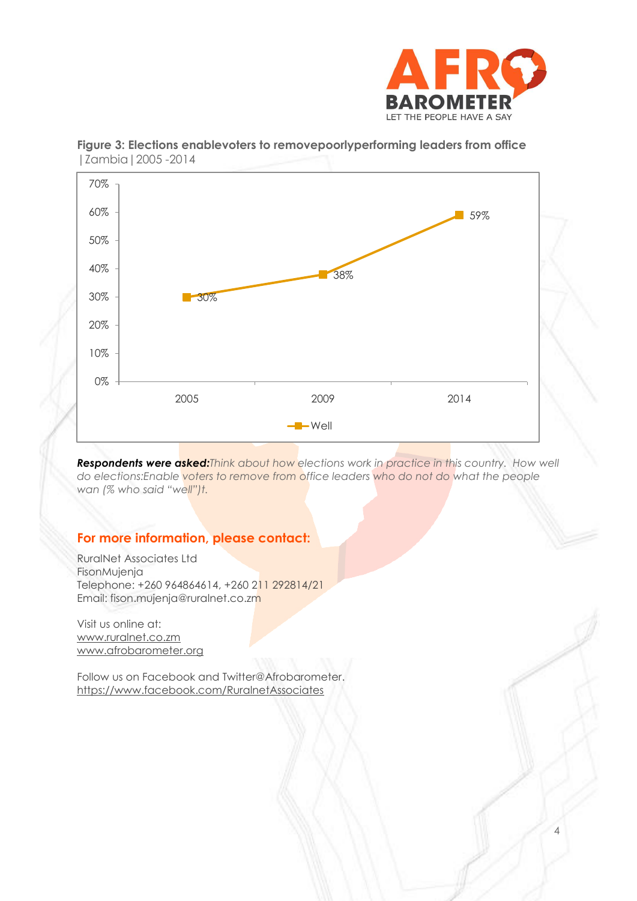**Figure 3: Elections enablevoters to removepoorlyperforming leaders from office** |Zambia|2005 -2014

70%
60%
50%
40%
30%
20%
10%
0%

30%
38%
59%

2005
2009
2014

Well

***Respondents were asked:****Think about how elections work in practice in this country. How well do elections:Enable voters to remove from office leaders who do not do what the people wan (% who said "well")t.*

## For more information, please contact:

RuralNet Associates Ltd
FisonMujenja
Telephone: +260 964864614, +260 211 292814/21
Email: fison.mujenja@ruralnet.co.zm

Visit us online at:
www.ruralnet.co.zm
www.afrobarometer.org

Follow us on Facebook and Twitter@Afrobarometer.
https://www.facebook.com/RuralnetAssociates